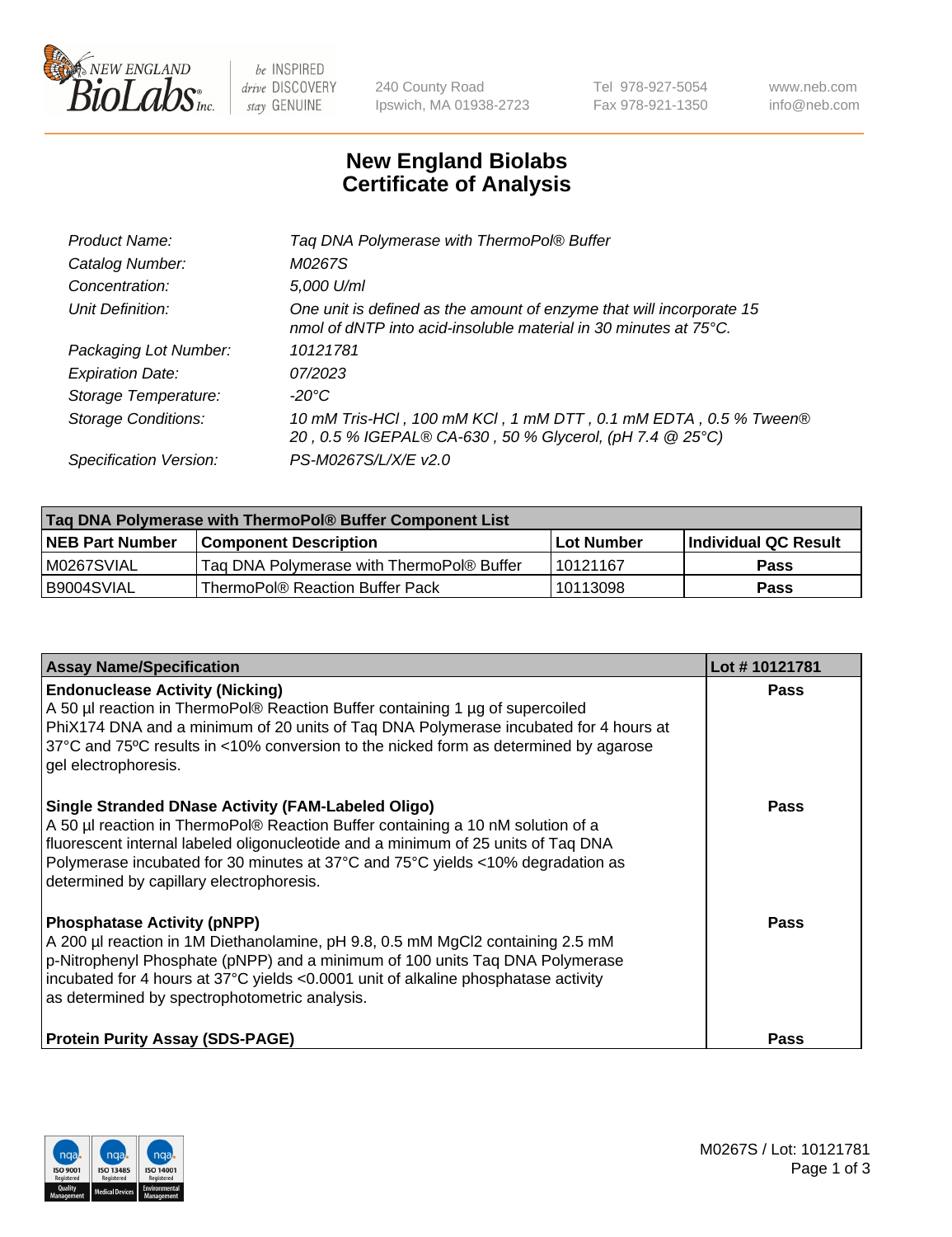New England BioLabs Inc. — be INSPIRED drive DISCOVERY stay GENUINE

240 County Road
Ipswich, MA 01938-2723

Tel 978-927-5054
Fax 978-921-1350

www.neb.com
info@neb.com

# New England Biolabs Certificate of Analysis

| | |
|---|---|
| *Product Name:* | *Taq DNA Polymerase with ThermoPol® Buffer* |
| *Catalog Number:* | *M0267S* |
| *Concentration:* | *5,000 U/ml* |
| *Unit Definition:* | *One unit is defined as the amount of enzyme that will incorporate 15 nmol of dNTP into acid-insoluble material in 30 minutes at 75°C.* |
| *Packaging Lot Number:* | *10121781* |
| *Expiration Date:* | *07/2023* |
| *Storage Temperature:* | *-20°C* |
| *Storage Conditions:* | *10 mM Tris-HCl , 100 mM KCl , 1 mM DTT , 0.1 mM EDTA , 0.5 % Tween® 20 , 0.5 % IGEPAL® CA-630 , 50 % Glycerol, (pH 7.4 @ 25°C)* |
| *Specification Version:* | *PS-M0267S/L/X/E v2.0* |

| Taq DNA Polymerase with ThermoPol® Buffer Component List | | | |
|---|---|---|---|
| **NEB Part Number** | **Component Description** | **Lot Number** | **Individual QC Result** |
| M0267SVIAL | Taq DNA Polymerase with ThermoPol® Buffer | 10121167 | **Pass** |
| B9004SVIAL | ThermoPol® Reaction Buffer Pack | 10113098 | **Pass** |

| Assay Name/Specification | Lot # 10121781 |
|---|---|
| **Endonuclease Activity (Nicking)**<br>A 50 µl reaction in ThermoPol® Reaction Buffer containing 1 µg of supercoiled PhiX174 DNA and a minimum of 20 units of Taq DNA Polymerase incubated for 4 hours at 37°C and 75ºC results in <10% conversion to the nicked form as determined by agarose gel electrophoresis. | **Pass** |
| **Single Stranded DNase Activity (FAM-Labeled Oligo)**<br>A 50 µl reaction in ThermoPol® Reaction Buffer containing a 10 nM solution of a fluorescent internal labeled oligonucleotide and a minimum of 25 units of Taq DNA Polymerase incubated for 30 minutes at 37°C and 75°C yields <10% degradation as determined by capillary electrophoresis. | **Pass** |
| **Phosphatase Activity (pNPP)**<br>A 200 µl reaction in 1M Diethanolamine, pH 9.8, 0.5 mM $MgCl_2$ containing 2.5 mM p-Nitrophenyl Phosphate (pNPP) and a minimum of 100 units Taq DNA Polymerase incubated for 4 hours at 37°C yields <0.0001 unit of alkaline phosphatase activity as determined by spectrophotometric analysis. | **Pass** |
| **Protein Purity Assay (SDS-PAGE)** | **Pass** |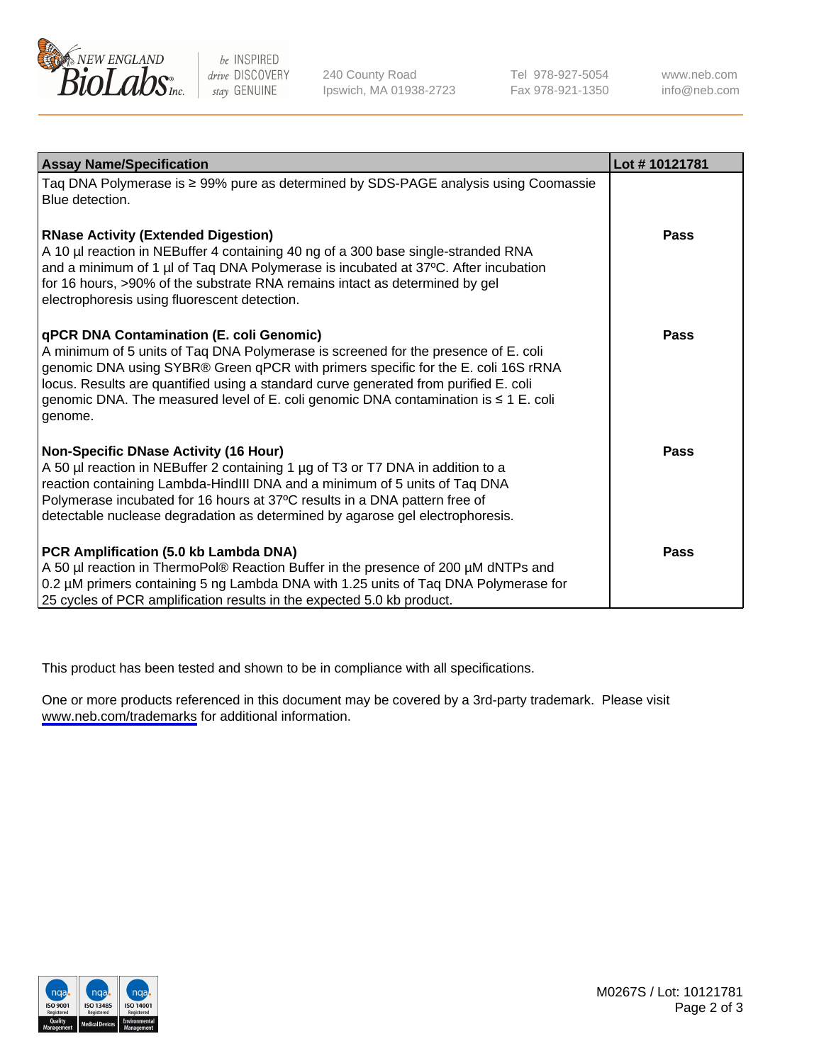| Assay Name/Specification | Lot # 10121781 |
|---|---|
| Taq DNA Polymerase is ≥ 99% pure as determined by SDS-PAGE analysis using Coomassie Blue detection. | |
| **RNase Activity (Extended Digestion)**<br>A 10 µl reaction in NEBuffer 4 containing 40 ng of a 300 base single-stranded RNA and a minimum of 1 µl of Taq DNA Polymerase is incubated at 37ºC. After incubation for 16 hours, >90% of the substrate RNA remains intact as determined by gel electrophoresis using fluorescent detection. | **Pass** |
| **qPCR DNA Contamination (E. coli Genomic)**<br>A minimum of 5 units of Taq DNA Polymerase is screened for the presence of E. coli genomic DNA using SYBR® Green qPCR with primers specific for the E. coli 16S rRNA locus. Results are quantified using a standard curve generated from purified E. coli genomic DNA. The measured level of E. coli genomic DNA contamination is ≤ 1 E. coli genome. | **Pass** |
| **Non-Specific DNase Activity (16 Hour)**<br>A 50 µl reaction in NEBuffer 2 containing 1 µg of T3 or T7 DNA in addition to a reaction containing Lambda-HindIII DNA and a minimum of 5 units of Taq DNA Polymerase incubated for 16 hours at 37ºC results in a DNA pattern free of detectable nuclease degradation as determined by agarose gel electrophoresis. | **Pass** |
| **PCR Amplification (5.0 kb Lambda DNA)**<br>A 50 µl reaction in ThermoPol® Reaction Buffer in the presence of 200 µM dNTPs and 0.2 µM primers containing 5 ng Lambda DNA with 1.25 units of Taq DNA Polymerase for 25 cycles of PCR amplification results in the expected 5.0 kb product. | **Pass** |

This product has been tested and shown to be in compliance with all specifications.

One or more products referenced in this document may be covered by a 3rd-party trademark. Please visit www.neb.com/trademarks for additional information.

M0267S / Lot: 10121781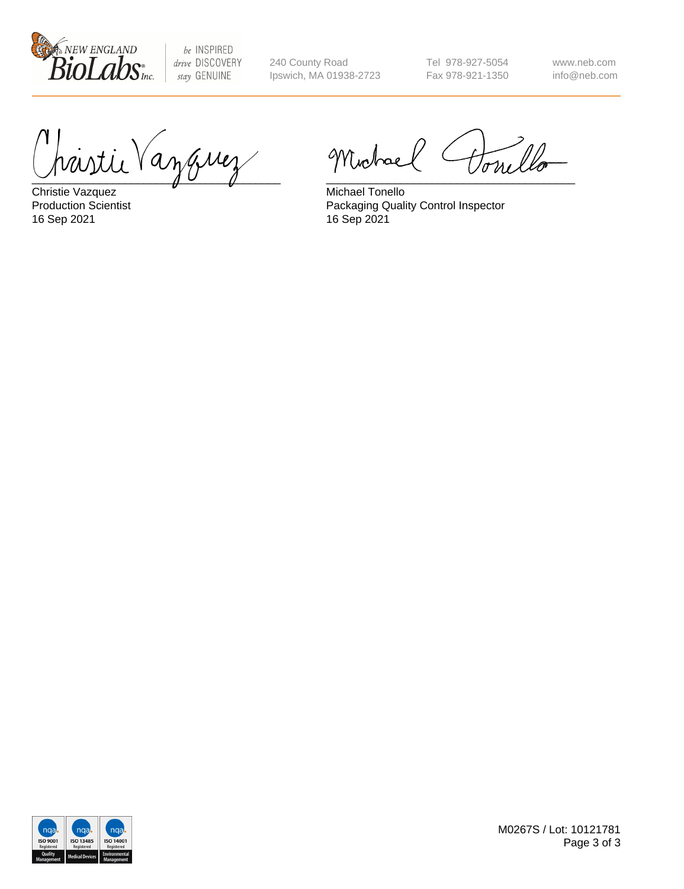Christie Vazquez
Production Scientist
16 Sep 2021

Michael Tonello
Packaging Quality Control Inspector
16 Sep 2021

M0267S / Lot: 10121781